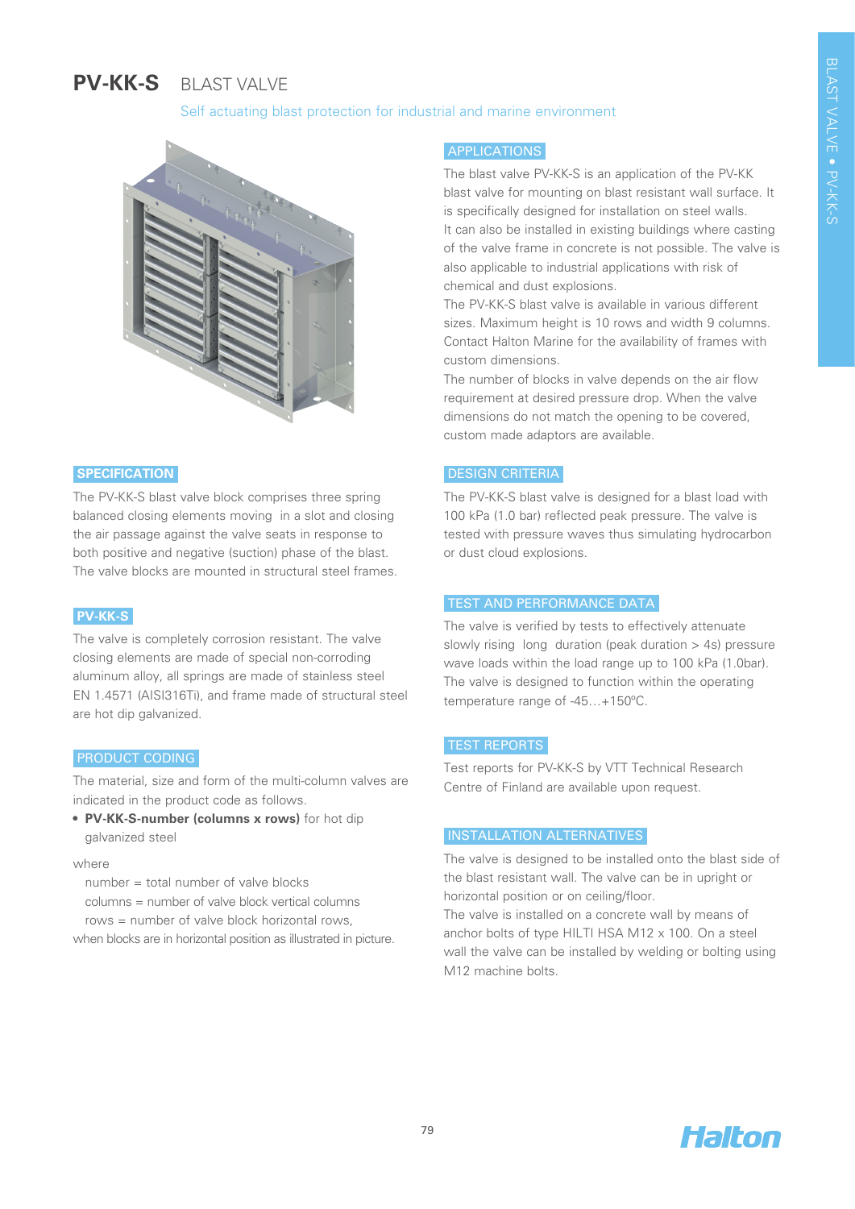# PV-KK-S BLAST VALVE

Self actuating blast protection for industrial and marine environment

## SPECIFICATION

The PV-KK-S blast valve block comprises three spring balanced closing elements moving in a slot and closing the air passage against the valve seats in response to both positive and negative (suction) phase of the blast. The valve blocks are mounted in structural steel frames.

## PV-KK-S

The valve is completely corrosion resistant. The valve closing elements are made of special non-corroding aluminum alloy, all springs are made of stainless steel EN 1.4571 (AISI316Ti), and frame made of structural steel are hot dip galvanized.

## PRODUCT CODING

The material, size and form of the multi-column valves are indicated in the product code as follows.

- **PV-KK-S-number (columns x rows)** for hot dip galvanized steel

where

number = total number of valve blocks
columns = number of valve block vertical columns
rows = number of valve block horizontal rows,
when blocks are in horizontal position as illustrated in picture.

## APPLICATIONS

The blast valve PV-KK-S is an application of the PV-KK blast valve for mounting on blast resistant wall surface. It is specifically designed for installation on steel walls.
It can also be installed in existing buildings where casting of the valve frame in concrete is not possible. The valve is also applicable to industrial applications with risk of chemical and dust explosions.
The PV-KK-S blast valve is available in various different sizes. Maximum height is 10 rows and width 9 columns. Contact Halton Marine for the availability of frames with custom dimensions.
The number of blocks in valve depends on the air flow requirement at desired pressure drop. When the valve dimensions do not match the opening to be covered, custom made adaptors are available.

## DESIGN CRITERIA

The PV-KK-S blast valve is designed for a blast load with 100 kPa (1.0 bar) reflected peak pressure. The valve is tested with pressure waves thus simulating hydrocarbon or dust cloud explosions.

## TEST AND PERFORMANCE DATA

The valve is verified by tests to effectively attenuate slowly rising long duration (peak duration > 4s) pressure wave loads within the load range up to 100 kPa (1.0bar).
The valve is designed to function within the operating temperature range of -45…+150ºC.

## TEST REPORTS

Test reports for PV-KK-S by VTT Technical Research Centre of Finland are available upon request.

## INSTALLATION ALTERNATIVES

The valve is designed to be installed onto the blast side of the blast resistant wall. The valve can be in upright or horizontal position or on ceiling/floor.
The valve is installed on a concrete wall by means of anchor bolts of type HILTI HSA M12 x 100. On a steel wall the valve can be installed by welding or bolting using M12 machine bolts.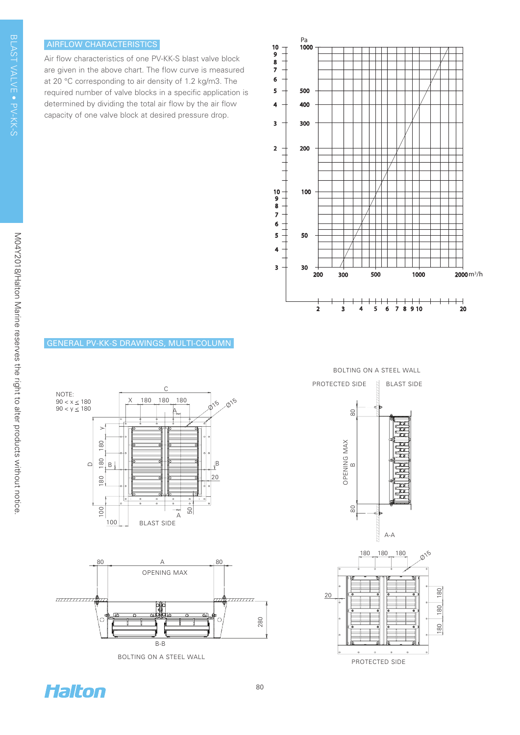## AIRFLOW CHARACTERISTICS

Air flow characteristics of one PV-KK-S blast valve block are given in the above chart. The flow curve is measured at 20 °C corresponding to air density of 1.2 kg/m3. The required number of valve blocks in a specific application is determined by dividing the total air flow by the air flow capacity of one valve block at desired pressure drop.

## GENERAL PV-KK-S DRAWINGS, MULTI-COLUMN

NOTE:
90 < x ≤ 180
90 < y ≤ 180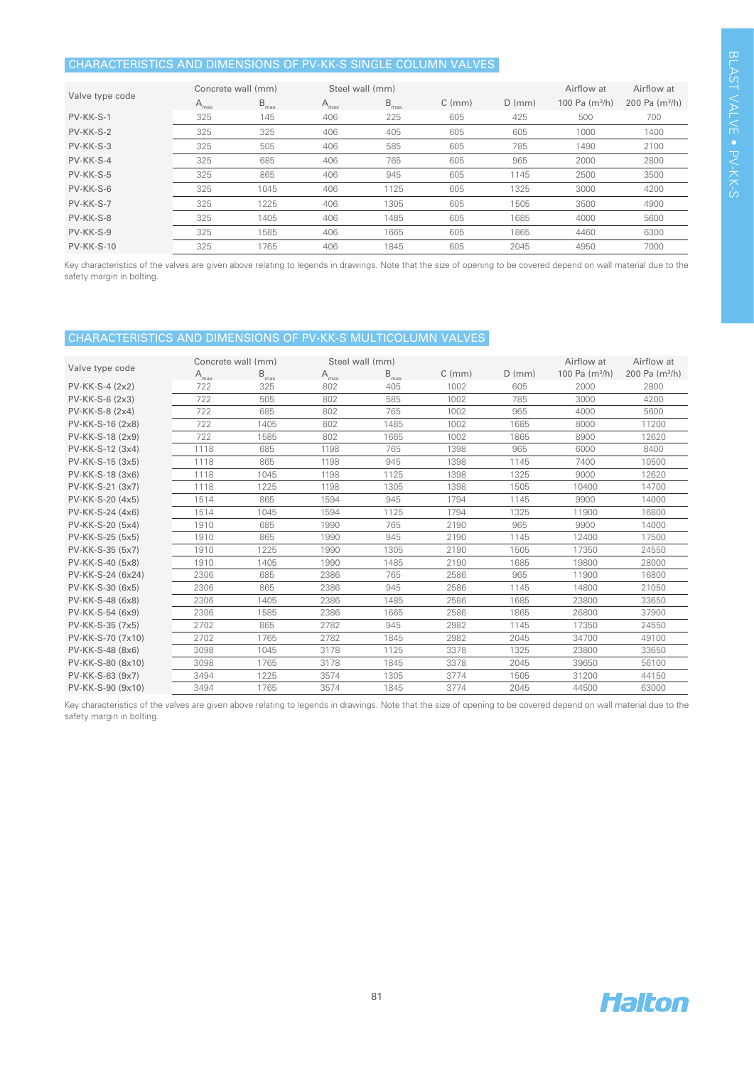## CHARACTERISTICS AND DIMENSIONS OF PV-KK-S SINGLE COLUMN VALVES

| Valve type code | Concrete wall (mm) | | Steel wall (mm) | | C (mm) | D (mm) | Airflow at 100 Pa ($m^3/h$) | Airflow at 200 Pa ($m^3/h$) |
|---|---|---|---|---|---|---|---|---|
| | $A_{max}$ | $B_{max}$ | $A_{max}$ | $B_{max}$ | | | | |
| PV-KK-S-1 | 325 | 145 | 406 | 225 | 605 | 425 | 500 | 700 |
| PV-KK-S-2 | 325 | 325 | 406 | 405 | 605 | 605 | 1000 | 1400 |
| PV-KK-S-3 | 325 | 505 | 406 | 585 | 605 | 785 | 1490 | 2100 |
| PV-KK-S-4 | 325 | 685 | 406 | 765 | 605 | 965 | 2000 | 2800 |
| PV-KK-S-5 | 325 | 865 | 406 | 945 | 605 | 1145 | 2500 | 3500 |
| PV-KK-S-6 | 325 | 1045 | 406 | 1125 | 605 | 1325 | 3000 | 4200 |
| PV-KK-S-7 | 325 | 1225 | 406 | 1305 | 605 | 1505 | 3500 | 4900 |
| PV-KK-S-8 | 325 | 1405 | 406 | 1485 | 605 | 1685 | 4000 | 5600 |
| PV-KK-S-9 | 325 | 1585 | 406 | 1665 | 605 | 1865 | 4460 | 6300 |
| PV-KK-S-10 | 325 | 1765 | 406 | 1845 | 605 | 2045 | 4950 | 7000 |

Key characteristics of the valves are given above relating to legends in drawings. Note that the size of opening to be covered depend on wall material due to the safety margin in bolting.

## CHARACTERISTICS AND DIMENSIONS OF PV-KK-S MULTICOLUMN VALVES

| Valve type code | Concrete wall (mm) | | Steel wall (mm) | | C (mm) | D (mm) | Airflow at 100 Pa ($m^3/h$) | Airflow at 200 Pa ($m^3/h$) |
|---|---|---|---|---|---|---|---|---|
| | $A_{max}$ | $B_{max}$ | $A_{max}$ | $B_{max}$ | | | | |
| PV-KK-S-4 (2x2) | 722 | 325 | 802 | 405 | 1002 | 605 | 2000 | 2800 |
| PV-KK-S-6 (2x3) | 722 | 505 | 802 | 585 | 1002 | 785 | 3000 | 4200 |
| PV-KK-S-8 (2x4) | 722 | 685 | 802 | 765 | 1002 | 965 | 4000 | 5600 |
| PV-KK-S-16 (2x8) | 722 | 1405 | 802 | 1485 | 1002 | 1685 | 8000 | 11200 |
| PV-KK-S-18 (2x9) | 722 | 1585 | 802 | 1665 | 1002 | 1865 | 8900 | 12620 |
| PV-KK-S-12 (3x4) | 1118 | 685 | 1198 | 765 | 1398 | 965 | 6000 | 8400 |
| PV-KK-S-15 (3x5) | 1118 | 865 | 1198 | 945 | 1398 | 1145 | 7400 | 10500 |
| PV-KK-S-18 (3x6) | 1118 | 1045 | 1198 | 1125 | 1398 | 1325 | 9000 | 12620 |
| PV-KK-S-21 (3x7) | 1118 | 1225 | 1198 | 1305 | 1398 | 1505 | 10400 | 14700 |
| PV-KK-S-20 (4x5) | 1514 | 865 | 1594 | 945 | 1794 | 1145 | 9900 | 14000 |
| PV-KK-S-24 (4x6) | 1514 | 1045 | 1594 | 1125 | 1794 | 1325 | 11900 | 16800 |
| PV-KK-S-20 (5x4) | 1910 | 685 | 1990 | 765 | 2190 | 965 | 9900 | 14000 |
| PV-KK-S-25 (5x5) | 1910 | 865 | 1990 | 945 | 2190 | 1145 | 12400 | 17500 |
| PV-KK-S-35 (5x7) | 1910 | 1225 | 1990 | 1305 | 2190 | 1505 | 17350 | 24550 |
| PV-KK-S-40 (5x8) | 1910 | 1405 | 1990 | 1485 | 2190 | 1685 | 19800 | 28000 |
| PV-KK-S-24 (6x24) | 2306 | 685 | 2386 | 765 | 2586 | 965 | 11900 | 16800 |
| PV-KK-S-30 (6x5) | 2306 | 865 | 2386 | 945 | 2586 | 1145 | 14800 | 21050 |
| PV-KK-S-48 (6x8) | 2306 | 1405 | 2386 | 1485 | 2586 | 1685 | 23800 | 33650 |
| PV-KK-S-54 (6x9) | 2306 | 1585 | 2386 | 1665 | 2586 | 1865 | 26800 | 37900 |
| PV-KK-S-35 (7x5) | 2702 | 865 | 2782 | 945 | 2982 | 1145 | 17350 | 24550 |
| PV-KK-S-70 (7x10) | 2702 | 1765 | 2782 | 1845 | 2982 | 2045 | 34700 | 49100 |
| PV-KK-S-48 (8x6) | 3098 | 1045 | 3178 | 1125 | 3378 | 1325 | 23800 | 33650 |
| PV-KK-S-80 (8x10) | 3098 | 1765 | 3178 | 1845 | 3378 | 2045 | 39650 | 56100 |
| PV-KK-S-63 (9x7) | 3494 | 1225 | 3574 | 1305 | 3774 | 1505 | 31200 | 44150 |
| PV-KK-S-90 (9x10) | 3494 | 1765 | 3574 | 1845 | 3774 | 2045 | 44500 | 63000 |

Key characteristics of the valves are given above relating to legends in drawings. Note that the size of opening to be covered depend on wall material due to the safety margin in bolting.